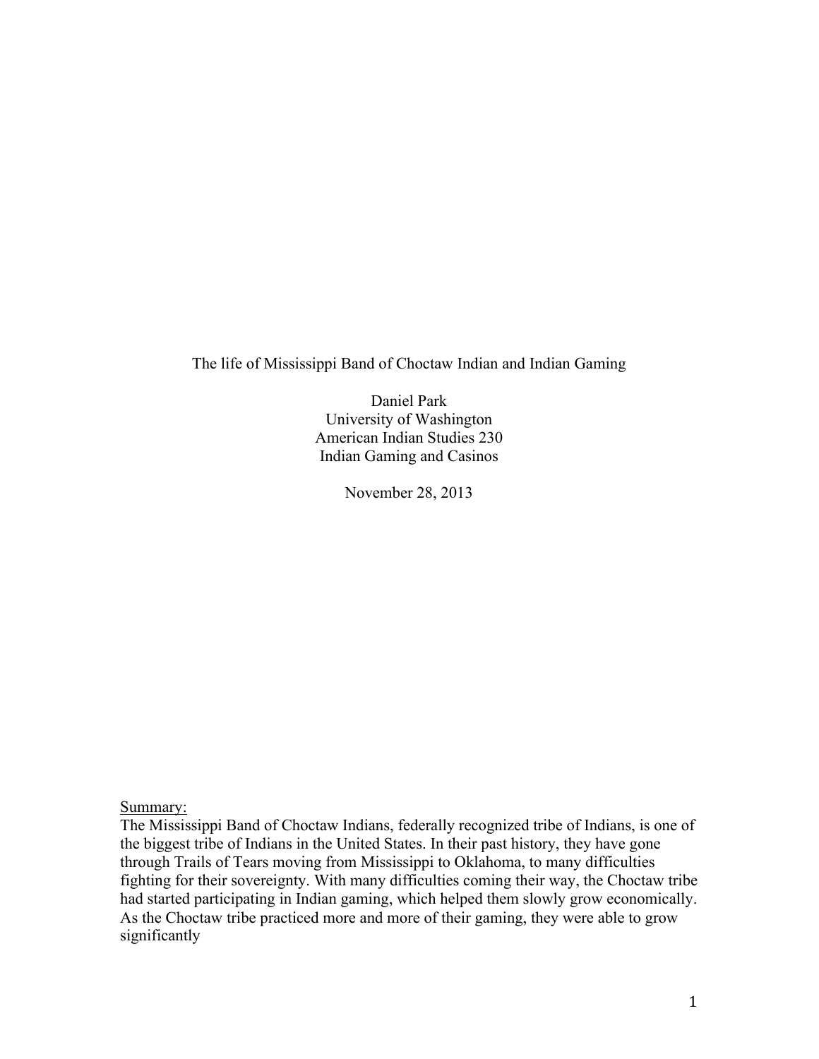# The life of Mississippi Band of Choctaw Indian and Indian Gaming

Daniel Park
University of Washington
American Indian Studies 230
Indian Gaming and Casinos

November 28, 2013

<u>Summary:</u>

The Mississippi Band of Choctaw Indians, federally recognized tribe of Indians, is one of the biggest tribe of Indians in the United States. In their past history, they have gone through Trails of Tears moving from Mississippi to Oklahoma, to many difficulties fighting for their sovereignty. With many difficulties coming their way, the Choctaw tribe had started participating in Indian gaming, which helped them slowly grow economically. As the Choctaw tribe practiced more and more of their gaming, they were able to grow significantly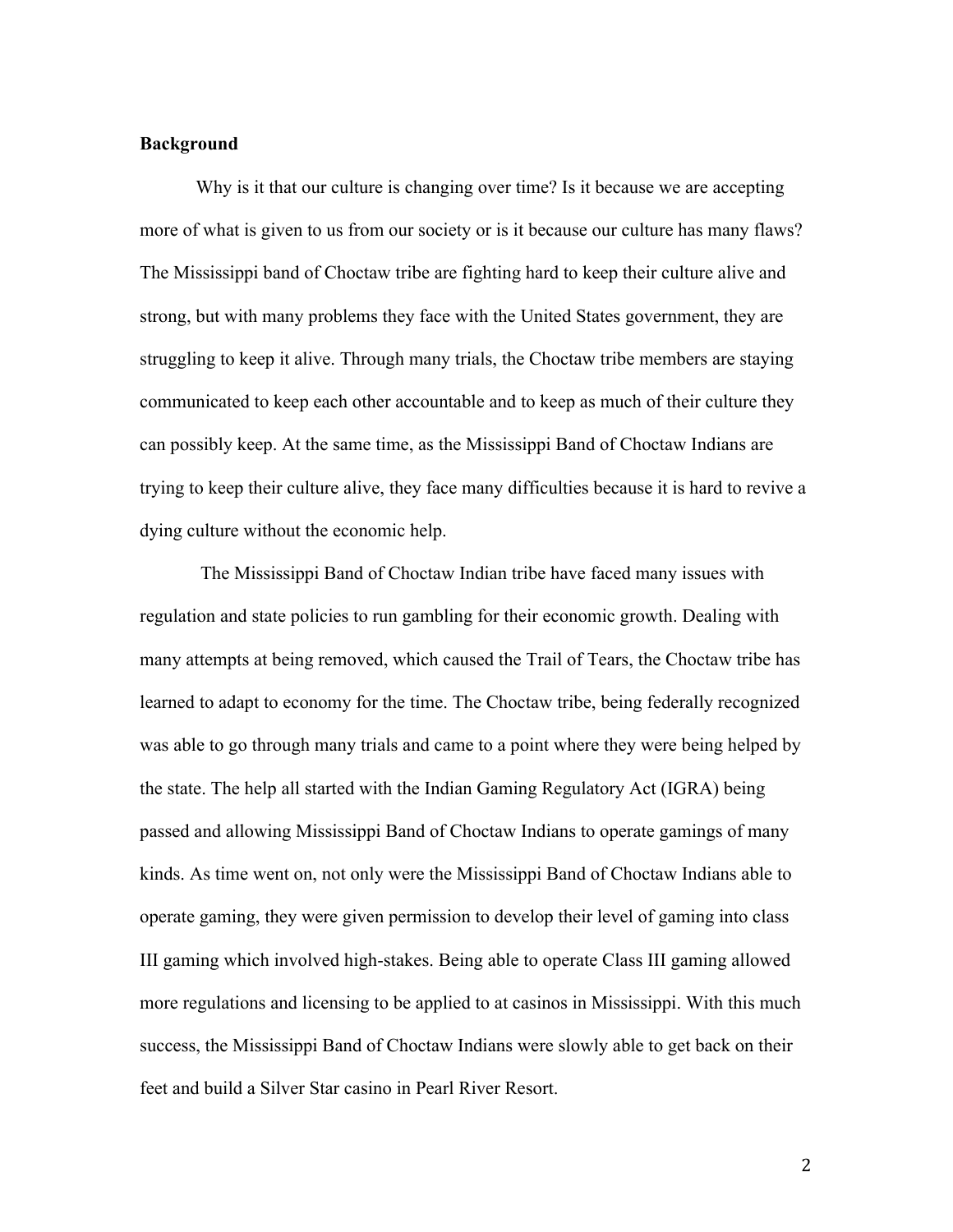**Background**

Why is it that our culture is changing over time? Is it because we are accepting more of what is given to us from our society or is it because our culture has many flaws? The Mississippi band of Choctaw tribe are fighting hard to keep their culture alive and strong, but with many problems they face with the United States government, they are struggling to keep it alive. Through many trials, the Choctaw tribe members are staying communicated to keep each other accountable and to keep as much of their culture they can possibly keep. At the same time, as the Mississippi Band of Choctaw Indians are trying to keep their culture alive, they face many difficulties because it is hard to revive a dying culture without the economic help.

The Mississippi Band of Choctaw Indian tribe have faced many issues with regulation and state policies to run gambling for their economic growth. Dealing with many attempts at being removed, which caused the Trail of Tears, the Choctaw tribe has learned to adapt to economy for the time. The Choctaw tribe, being federally recognized was able to go through many trials and came to a point where they were being helped by the state. The help all started with the Indian Gaming Regulatory Act (IGRA) being passed and allowing Mississippi Band of Choctaw Indians to operate gamings of many kinds. As time went on, not only were the Mississippi Band of Choctaw Indians able to operate gaming, they were given permission to develop their level of gaming into class III gaming which involved high-stakes. Being able to operate Class III gaming allowed more regulations and licensing to be applied to at casinos in Mississippi. With this much success, the Mississippi Band of Choctaw Indians were slowly able to get back on their feet and build a Silver Star casino in Pearl River Resort.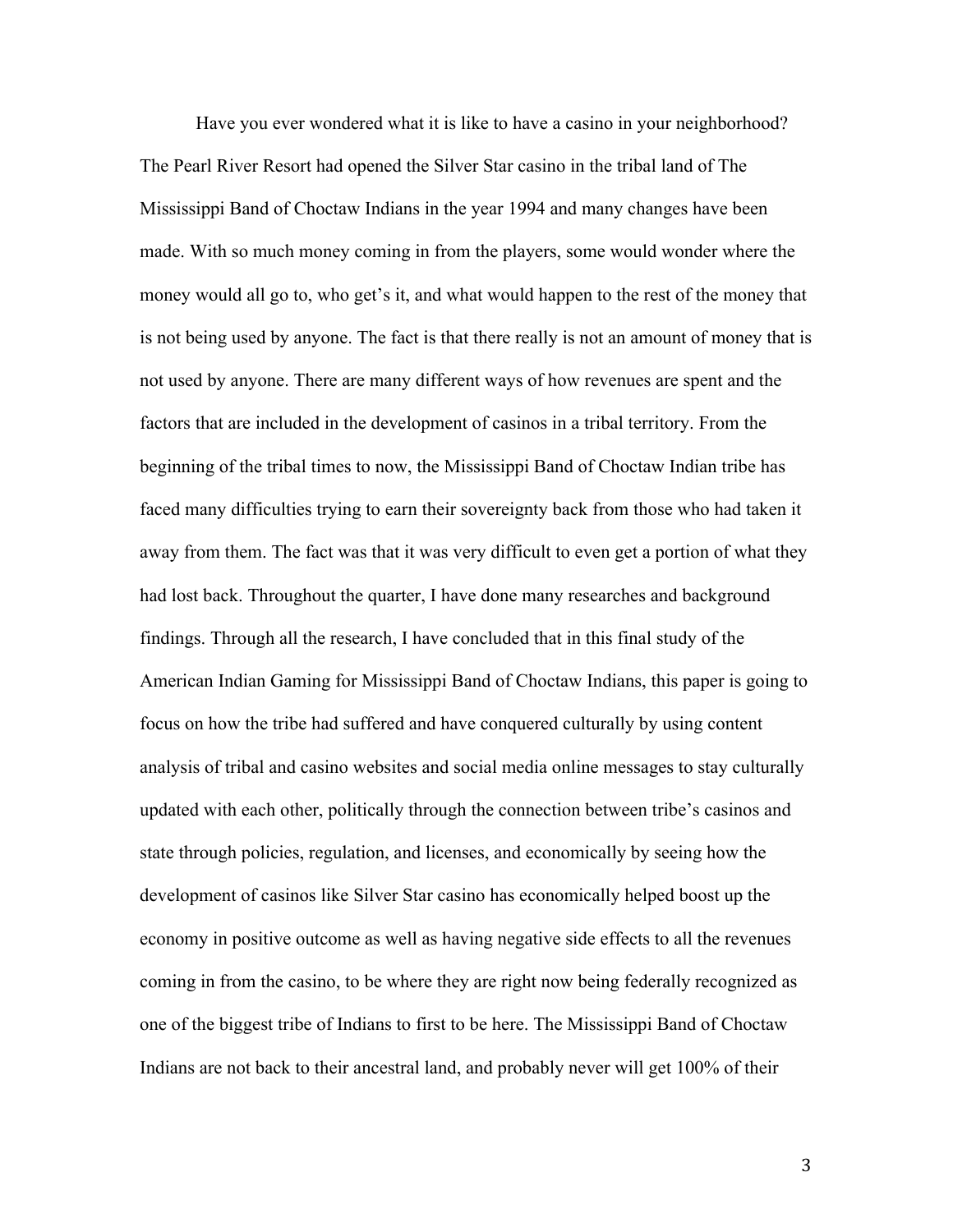Have you ever wondered what it is like to have a casino in your neighborhood? The Pearl River Resort had opened the Silver Star casino in the tribal land of The Mississippi Band of Choctaw Indians in the year 1994 and many changes have been made. With so much money coming in from the players, some would wonder where the money would all go to, who get's it, and what would happen to the rest of the money that is not being used by anyone. The fact is that there really is not an amount of money that is not used by anyone. There are many different ways of how revenues are spent and the factors that are included in the development of casinos in a tribal territory. From the beginning of the tribal times to now, the Mississippi Band of Choctaw Indian tribe has faced many difficulties trying to earn their sovereignty back from those who had taken it away from them. The fact was that it was very difficult to even get a portion of what they had lost back. Throughout the quarter, I have done many researches and background findings. Through all the research, I have concluded that in this final study of the American Indian Gaming for Mississippi Band of Choctaw Indians, this paper is going to focus on how the tribe had suffered and have conquered culturally by using content analysis of tribal and casino websites and social media online messages to stay culturally updated with each other, politically through the connection between tribe's casinos and state through policies, regulation, and licenses, and economically by seeing how the development of casinos like Silver Star casino has economically helped boost up the economy in positive outcome as well as having negative side effects to all the revenues coming in from the casino, to be where they are right now being federally recognized as one of the biggest tribe of Indians to first to be here. The Mississippi Band of Choctaw Indians are not back to their ancestral land, and probably never will get 100% of their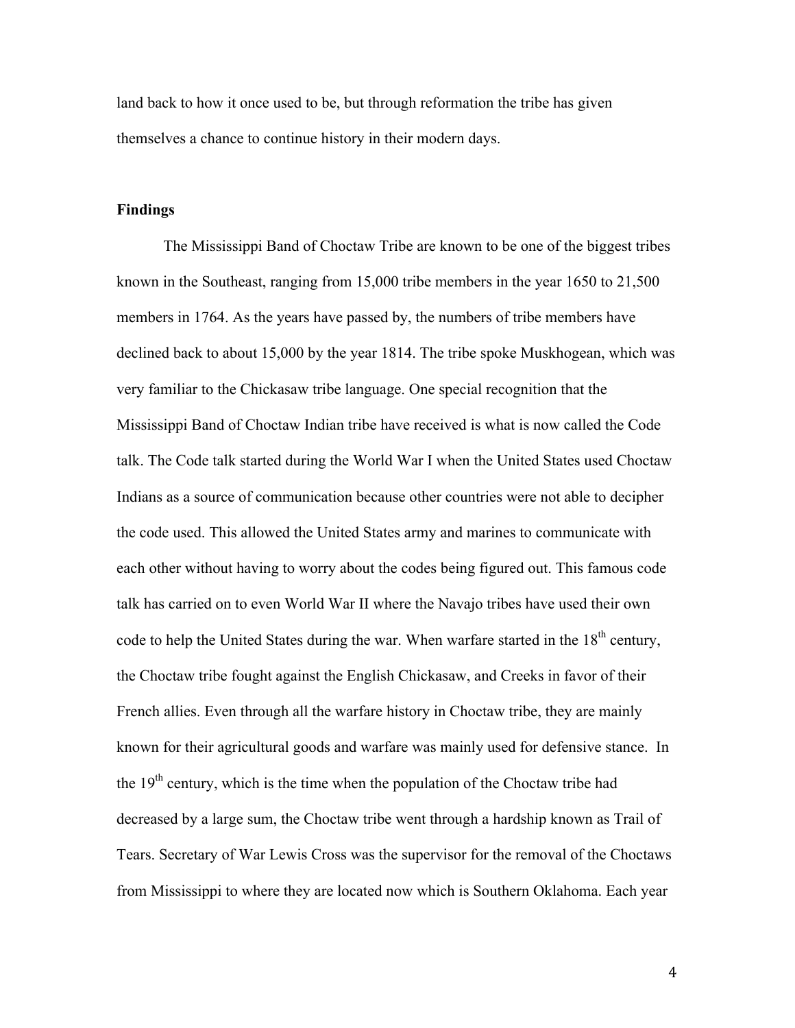land back to how it once used to be, but through reformation the tribe has given themselves a chance to continue history in their modern days.

**Findings**

The Mississippi Band of Choctaw Tribe are known to be one of the biggest tribes known in the Southeast, ranging from 15,000 tribe members in the year 1650 to 21,500 members in 1764. As the years have passed by, the numbers of tribe members have declined back to about 15,000 by the year 1814. The tribe spoke Muskhogean, which was very familiar to the Chickasaw tribe language. One special recognition that the Mississippi Band of Choctaw Indian tribe have received is what is now called the Code talk. The Code talk started during the World War I when the United States used Choctaw Indians as a source of communication because other countries were not able to decipher the code used. This allowed the United States army and marines to communicate with each other without having to worry about the codes being figured out. This famous code talk has carried on to even World War II where the Navajo tribes have used their own code to help the United States during the war. When warfare started in the 18th century, the Choctaw tribe fought against the English Chickasaw, and Creeks in favor of their French allies. Even through all the warfare history in Choctaw tribe, they are mainly known for their agricultural goods and warfare was mainly used for defensive stance. In the 19th century, which is the time when the population of the Choctaw tribe had decreased by a large sum, the Choctaw tribe went through a hardship known as Trail of Tears. Secretary of War Lewis Cross was the supervisor for the removal of the Choctaws from Mississippi to where they are located now which is Southern Oklahoma. Each year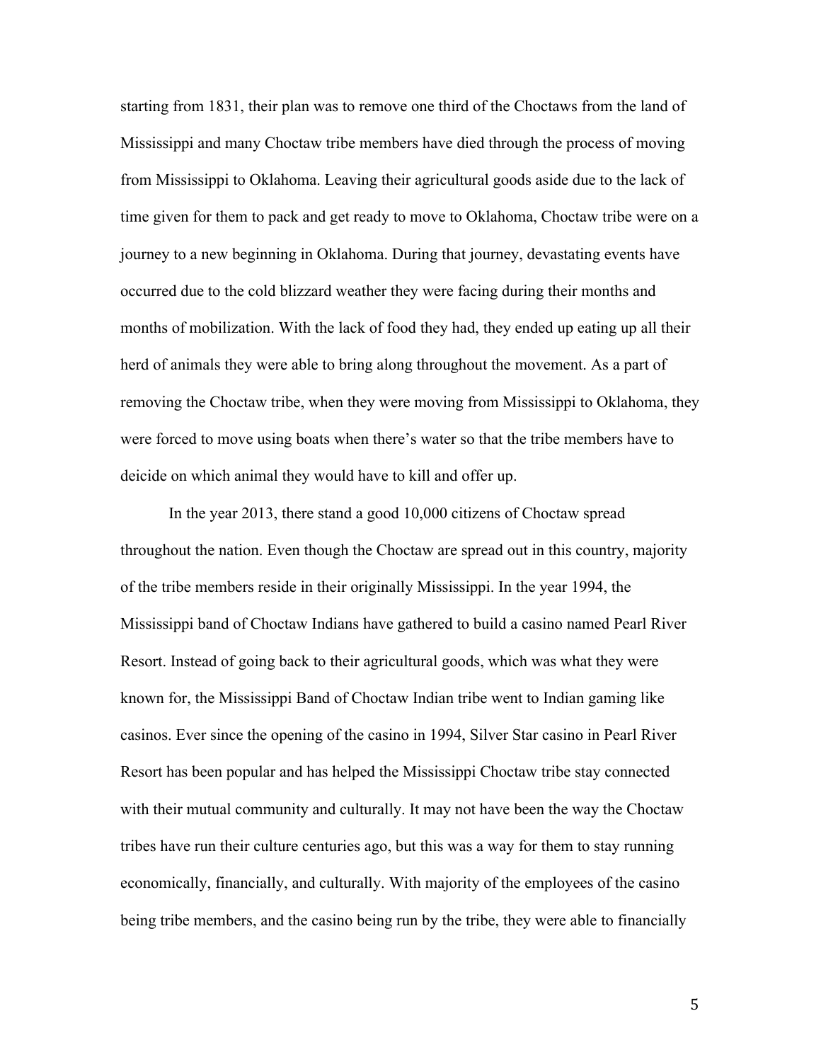starting from 1831, their plan was to remove one third of the Choctaws from the land of Mississippi and many Choctaw tribe members have died through the process of moving from Mississippi to Oklahoma. Leaving their agricultural goods aside due to the lack of time given for them to pack and get ready to move to Oklahoma, Choctaw tribe were on a journey to a new beginning in Oklahoma. During that journey, devastating events have occurred due to the cold blizzard weather they were facing during their months and months of mobilization. With the lack of food they had, they ended up eating up all their herd of animals they were able to bring along throughout the movement. As a part of removing the Choctaw tribe, when they were moving from Mississippi to Oklahoma, they were forced to move using boats when there's water so that the tribe members have to deicide on which animal they would have to kill and offer up.

In the year 2013, there stand a good 10,000 citizens of Choctaw spread throughout the nation. Even though the Choctaw are spread out in this country, majority of the tribe members reside in their originally Mississippi. In the year 1994, the Mississippi band of Choctaw Indians have gathered to build a casino named Pearl River Resort. Instead of going back to their agricultural goods, which was what they were known for, the Mississippi Band of Choctaw Indian tribe went to Indian gaming like casinos. Ever since the opening of the casino in 1994, Silver Star casino in Pearl River Resort has been popular and has helped the Mississippi Choctaw tribe stay connected with their mutual community and culturally. It may not have been the way the Choctaw tribes have run their culture centuries ago, but this was a way for them to stay running economically, financially, and culturally. With majority of the employees of the casino being tribe members, and the casino being run by the tribe, they were able to financially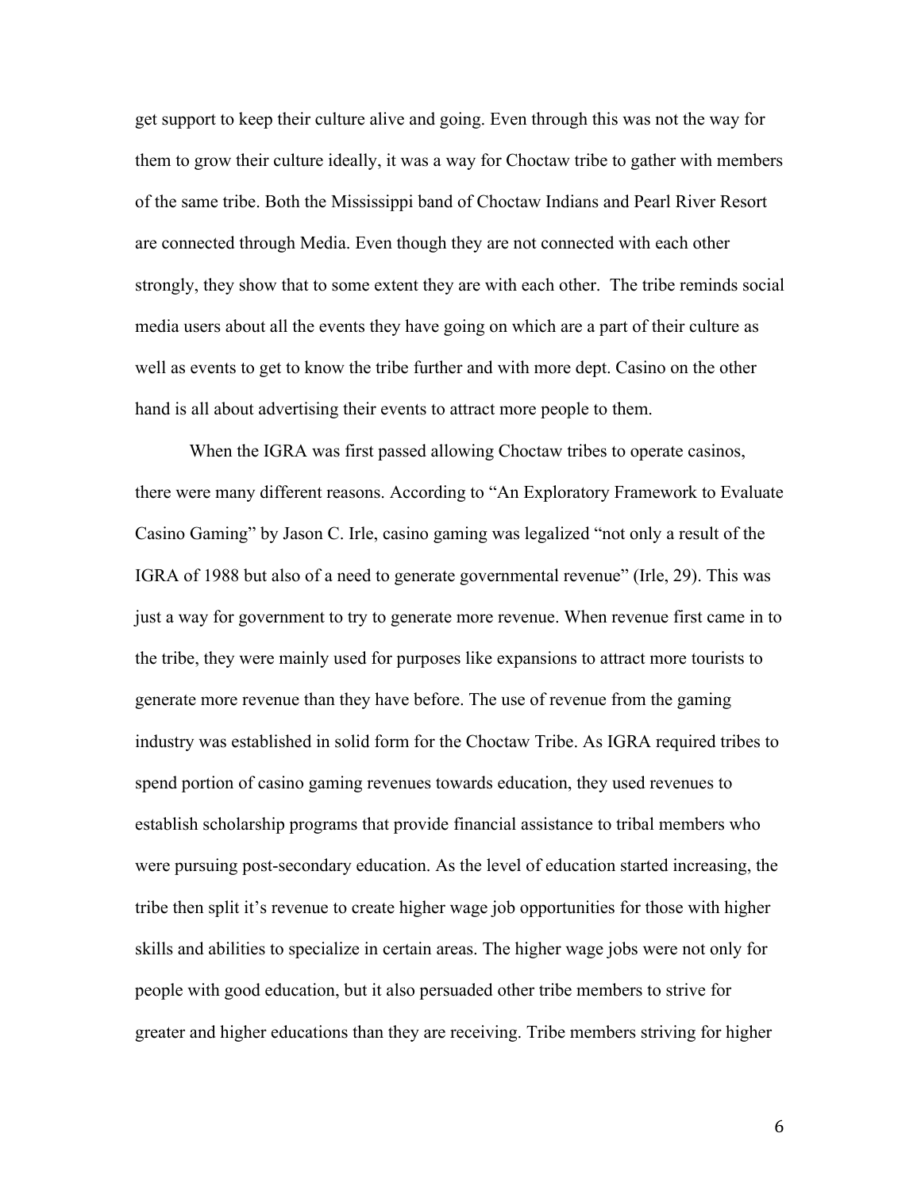get support to keep their culture alive and going. Even through this was not the way for them to grow their culture ideally, it was a way for Choctaw tribe to gather with members of the same tribe. Both the Mississippi band of Choctaw Indians and Pearl River Resort are connected through Media. Even though they are not connected with each other strongly, they show that to some extent they are with each other. The tribe reminds social media users about all the events they have going on which are a part of their culture as well as events to get to know the tribe further and with more dept. Casino on the other hand is all about advertising their events to attract more people to them.

When the IGRA was first passed allowing Choctaw tribes to operate casinos, there were many different reasons. According to "An Exploratory Framework to Evaluate Casino Gaming" by Jason C. Irle, casino gaming was legalized "not only a result of the IGRA of 1988 but also of a need to generate governmental revenue" (Irle, 29). This was just a way for government to try to generate more revenue. When revenue first came in to the tribe, they were mainly used for purposes like expansions to attract more tourists to generate more revenue than they have before. The use of revenue from the gaming industry was established in solid form for the Choctaw Tribe. As IGRA required tribes to spend portion of casino gaming revenues towards education, they used revenues to establish scholarship programs that provide financial assistance to tribal members who were pursuing post-secondary education. As the level of education started increasing, the tribe then split it's revenue to create higher wage job opportunities for those with higher skills and abilities to specialize in certain areas. The higher wage jobs were not only for people with good education, but it also persuaded other tribe members to strive for greater and higher educations than they are receiving. Tribe members striving for higher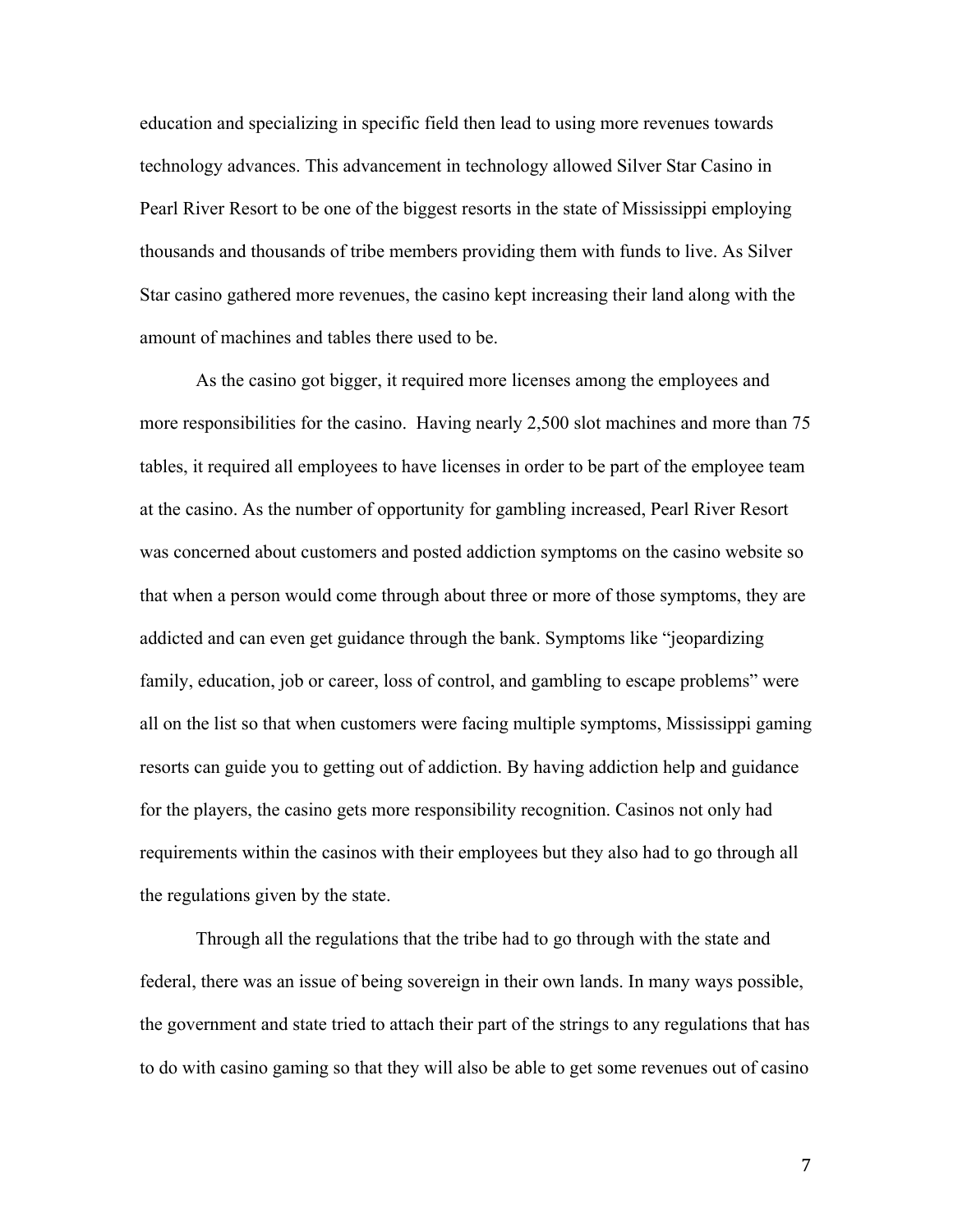education and specializing in specific field then lead to using more revenues towards technology advances. This advancement in technology allowed Silver Star Casino in Pearl River Resort to be one of the biggest resorts in the state of Mississippi employing thousands and thousands of tribe members providing them with funds to live. As Silver Star casino gathered more revenues, the casino kept increasing their land along with the amount of machines and tables there used to be.

As the casino got bigger, it required more licenses among the employees and more responsibilities for the casino. Having nearly 2,500 slot machines and more than 75 tables, it required all employees to have licenses in order to be part of the employee team at the casino. As the number of opportunity for gambling increased, Pearl River Resort was concerned about customers and posted addiction symptoms on the casino website so that when a person would come through about three or more of those symptoms, they are addicted and can even get guidance through the bank. Symptoms like "jeopardizing family, education, job or career, loss of control, and gambling to escape problems" were all on the list so that when customers were facing multiple symptoms, Mississippi gaming resorts can guide you to getting out of addiction. By having addiction help and guidance for the players, the casino gets more responsibility recognition. Casinos not only had requirements within the casinos with their employees but they also had to go through all the regulations given by the state.

Through all the regulations that the tribe had to go through with the state and federal, there was an issue of being sovereign in their own lands. In many ways possible, the government and state tried to attach their part of the strings to any regulations that has to do with casino gaming so that they will also be able to get some revenues out of casino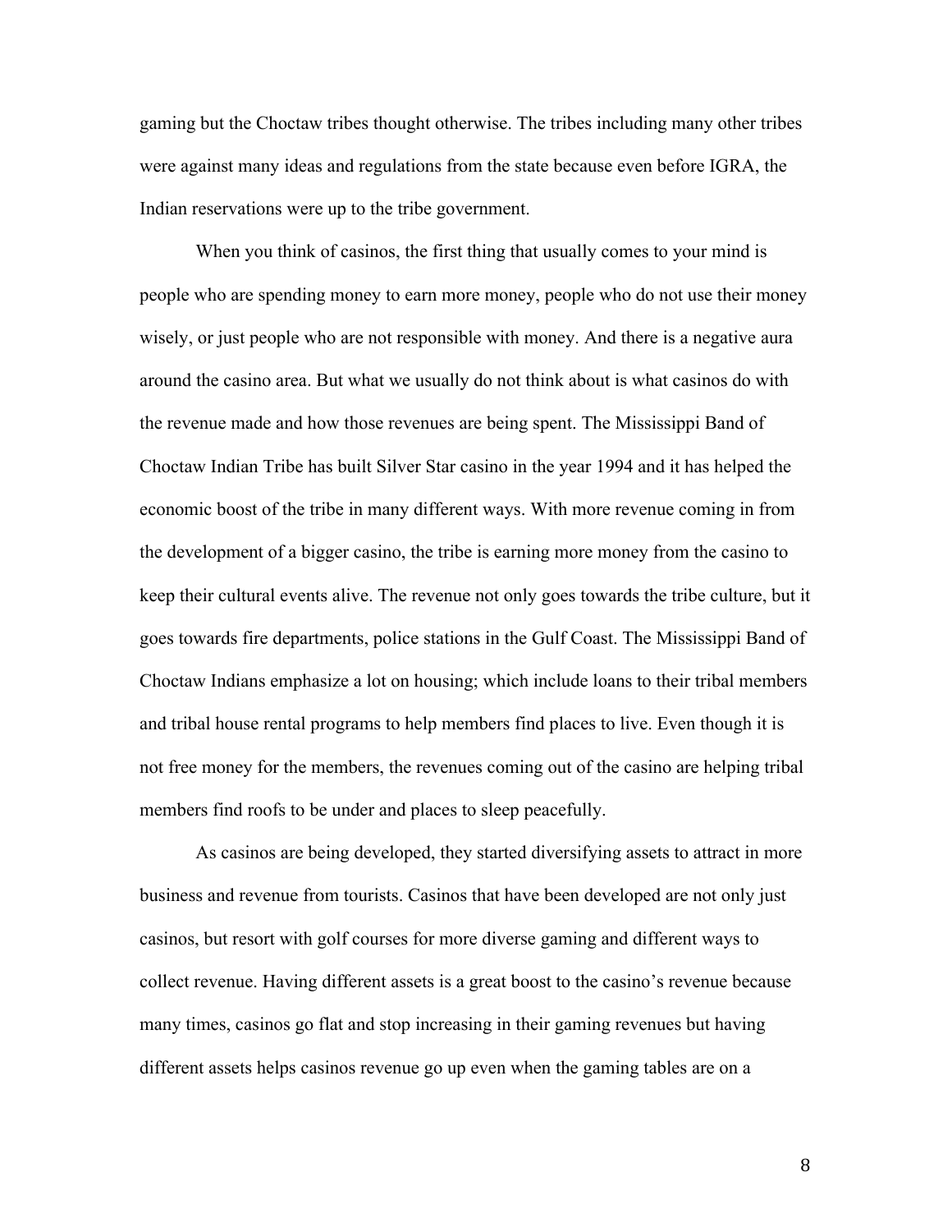gaming but the Choctaw tribes thought otherwise. The tribes including many other tribes were against many ideas and regulations from the state because even before IGRA, the Indian reservations were up to the tribe government.

When you think of casinos, the first thing that usually comes to your mind is people who are spending money to earn more money, people who do not use their money wisely, or just people who are not responsible with money. And there is a negative aura around the casino area. But what we usually do not think about is what casinos do with the revenue made and how those revenues are being spent. The Mississippi Band of Choctaw Indian Tribe has built Silver Star casino in the year 1994 and it has helped the economic boost of the tribe in many different ways. With more revenue coming in from the development of a bigger casino, the tribe is earning more money from the casino to keep their cultural events alive. The revenue not only goes towards the tribe culture, but it goes towards fire departments, police stations in the Gulf Coast. The Mississippi Band of Choctaw Indians emphasize a lot on housing; which include loans to their tribal members and tribal house rental programs to help members find places to live. Even though it is not free money for the members, the revenues coming out of the casino are helping tribal members find roofs to be under and places to sleep peacefully.

As casinos are being developed, they started diversifying assets to attract in more business and revenue from tourists. Casinos that have been developed are not only just casinos, but resort with golf courses for more diverse gaming and different ways to collect revenue. Having different assets is a great boost to the casino's revenue because many times, casinos go flat and stop increasing in their gaming revenues but having different assets helps casinos revenue go up even when the gaming tables are on a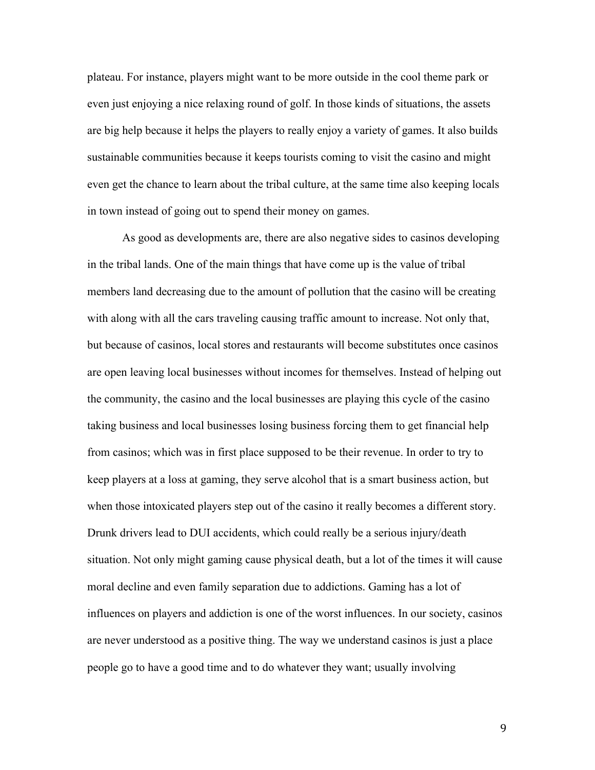plateau. For instance, players might want to be more outside in the cool theme park or even just enjoying a nice relaxing round of golf. In those kinds of situations, the assets are big help because it helps the players to really enjoy a variety of games. It also builds sustainable communities because it keeps tourists coming to visit the casino and might even get the chance to learn about the tribal culture, at the same time also keeping locals in town instead of going out to spend their money on games.

As good as developments are, there are also negative sides to casinos developing in the tribal lands. One of the main things that have come up is the value of tribal members land decreasing due to the amount of pollution that the casino will be creating with along with all the cars traveling causing traffic amount to increase. Not only that, but because of casinos, local stores and restaurants will become substitutes once casinos are open leaving local businesses without incomes for themselves. Instead of helping out the community, the casino and the local businesses are playing this cycle of the casino taking business and local businesses losing business forcing them to get financial help from casinos; which was in first place supposed to be their revenue. In order to try to keep players at a loss at gaming, they serve alcohol that is a smart business action, but when those intoxicated players step out of the casino it really becomes a different story. Drunk drivers lead to DUI accidents, which could really be a serious injury/death situation. Not only might gaming cause physical death, but a lot of the times it will cause moral decline and even family separation due to addictions. Gaming has a lot of influences on players and addiction is one of the worst influences. In our society, casinos are never understood as a positive thing. The way we understand casinos is just a place people go to have a good time and to do whatever they want; usually involving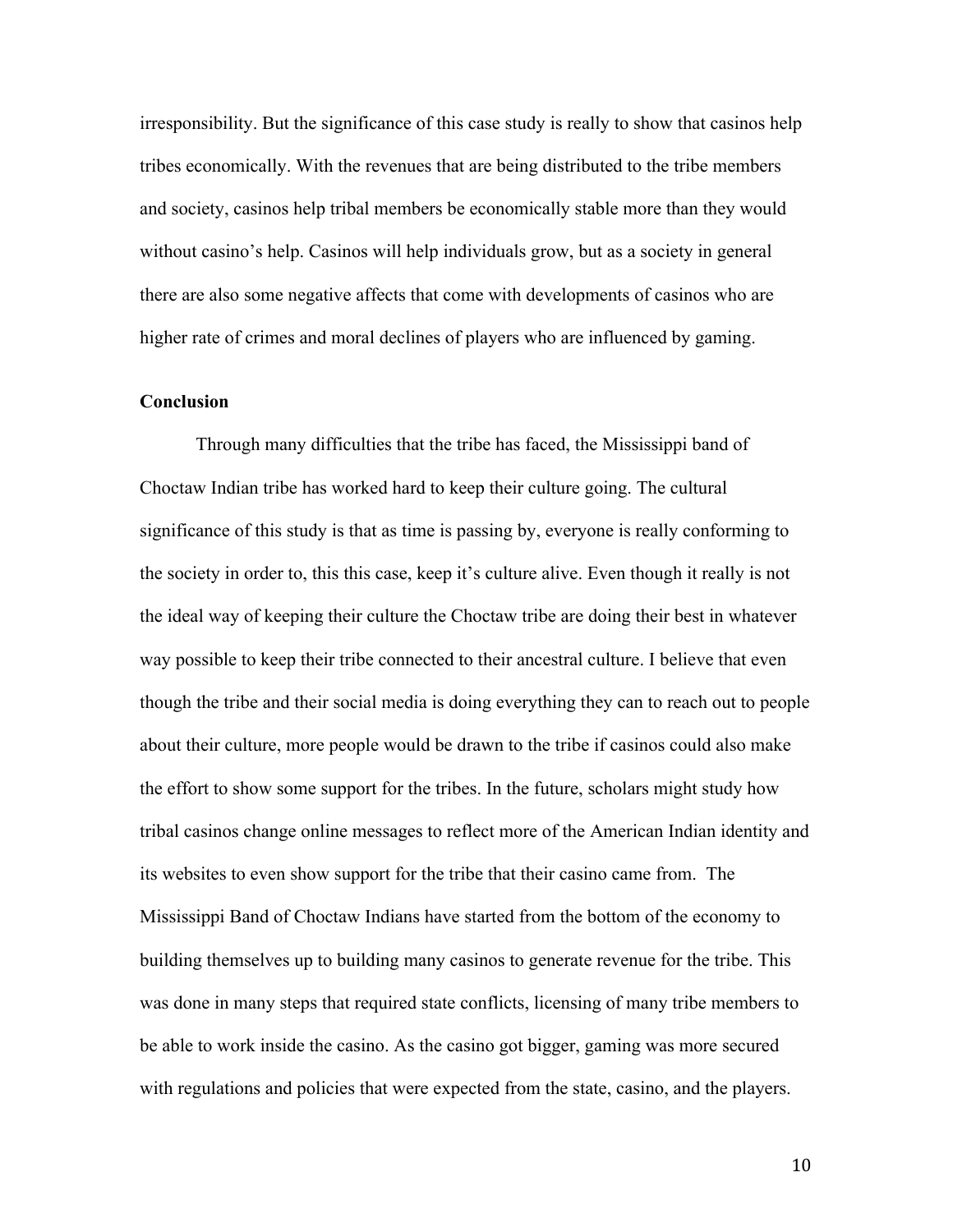irresponsibility. But the significance of this case study is really to show that casinos help tribes economically. With the revenues that are being distributed to the tribe members and society, casinos help tribal members be economically stable more than they would without casino's help. Casinos will help individuals grow, but as a society in general there are also some negative affects that come with developments of casinos who are higher rate of crimes and moral declines of players who are influenced by gaming.

**Conclusion**

Through many difficulties that the tribe has faced, the Mississippi band of Choctaw Indian tribe has worked hard to keep their culture going. The cultural significance of this study is that as time is passing by, everyone is really conforming to the society in order to, this this case, keep it's culture alive. Even though it really is not the ideal way of keeping their culture the Choctaw tribe are doing their best in whatever way possible to keep their tribe connected to their ancestral culture. I believe that even though the tribe and their social media is doing everything they can to reach out to people about their culture, more people would be drawn to the tribe if casinos could also make the effort to show some support for the tribes. In the future, scholars might study how tribal casinos change online messages to reflect more of the American Indian identity and its websites to even show support for the tribe that their casino came from. The Mississippi Band of Choctaw Indians have started from the bottom of the economy to building themselves up to building many casinos to generate revenue for the tribe. This was done in many steps that required state conflicts, licensing of many tribe members to be able to work inside the casino. As the casino got bigger, gaming was more secured with regulations and policies that were expected from the state, casino, and the players.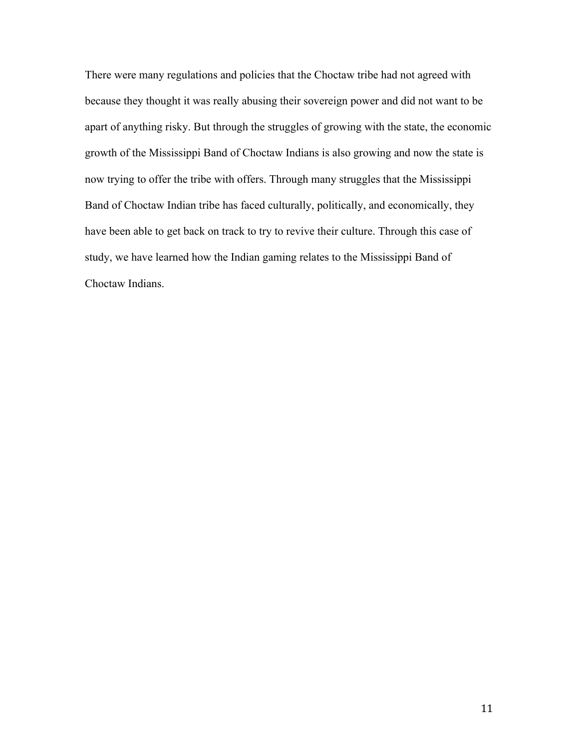There were many regulations and policies that the Choctaw tribe had not agreed with because they thought it was really abusing their sovereign power and did not want to be apart of anything risky. But through the struggles of growing with the state, the economic growth of the Mississippi Band of Choctaw Indians is also growing and now the state is now trying to offer the tribe with offers. Through many struggles that the Mississippi Band of Choctaw Indian tribe has faced culturally, politically, and economically, they have been able to get back on track to try to revive their culture. Through this case of study, we have learned how the Indian gaming relates to the Mississippi Band of Choctaw Indians.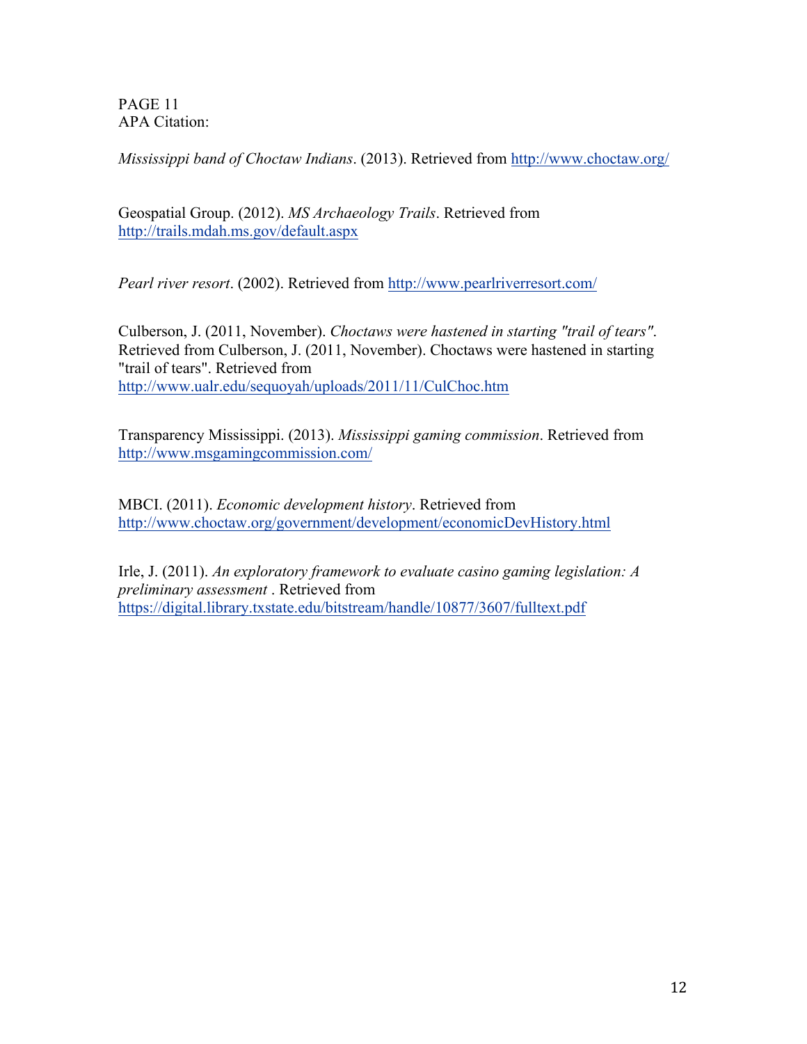PAGE 11
APA Citation:

*Mississippi band of Choctaw Indians*. (2013). Retrieved from http://www.choctaw.org/

Geospatial Group. (2012). *MS Archaeology Trails*. Retrieved from http://trails.mdah.ms.gov/default.aspx

*Pearl river resort*. (2002). Retrieved from http://www.pearlriverresort.com/

Culberson, J. (2011, November). *Choctaws were hastened in starting "trail of tears"*. Retrieved from Culberson, J. (2011, November). Choctaws were hastened in starting "trail of tears". Retrieved from http://www.ualr.edu/sequoyah/uploads/2011/11/CulChoc.htm

Transparency Mississippi. (2013). *Mississippi gaming commission*. Retrieved from http://www.msgamingcommission.com/

MBCI. (2011). *Economic development history*. Retrieved from http://www.choctaw.org/government/development/economicDevHistory.html

Irle, J. (2011). *An exploratory framework to evaluate casino gaming legislation: A preliminary assessment* . Retrieved from https://digital.library.txstate.edu/bitstream/handle/10877/3607/fulltext.pdf